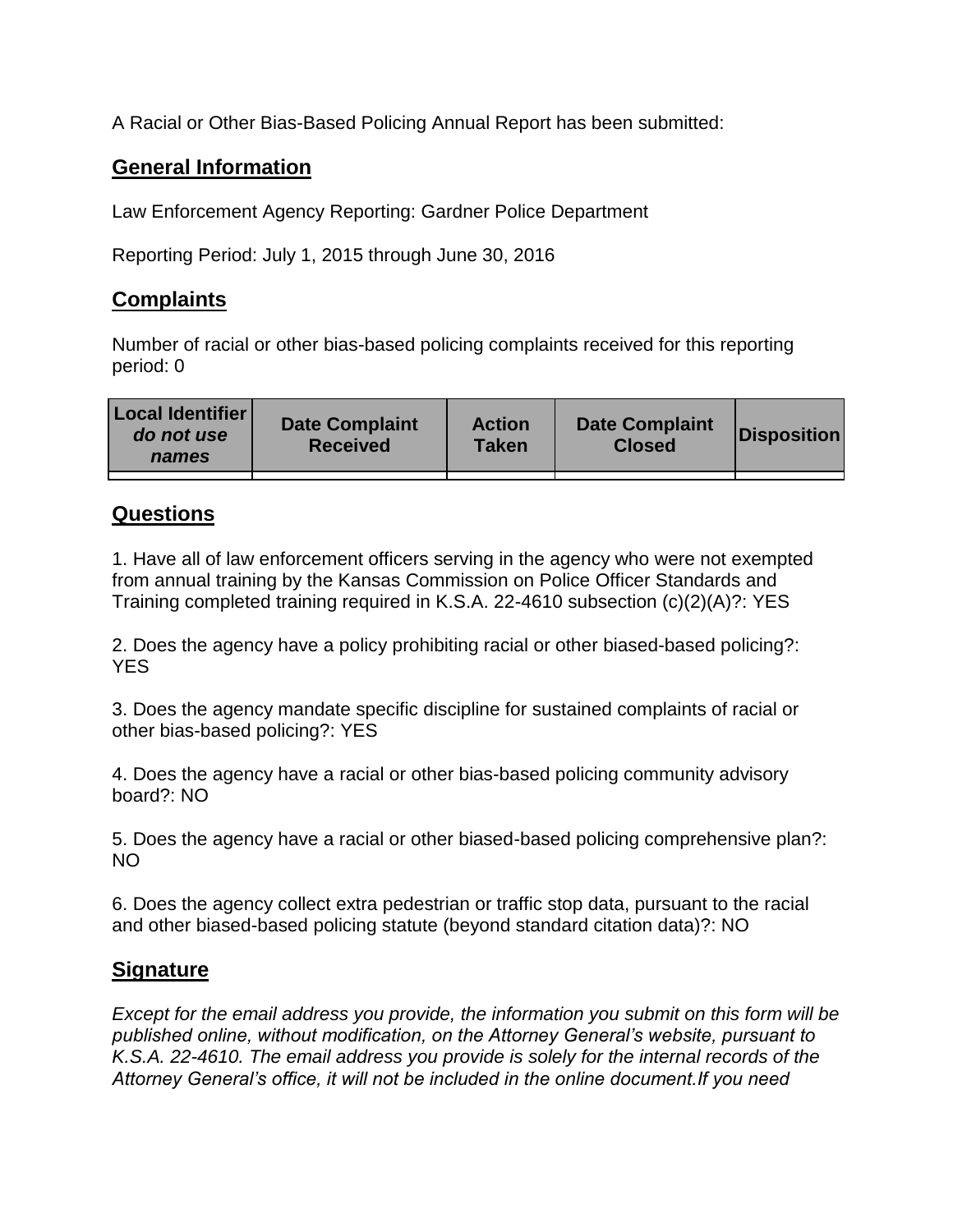A Racial or Other Bias-Based Policing Annual Report has been submitted:

## General Information

Law Enforcement Agency Reporting: Gardner Police Department

Reporting Period: July 1, 2015 through June 30, 2016

## Complaints

Number of racial or other bias-based policing complaints received for this reporting period: 0

| **Local Identifier** *do not use names* | **Date Complaint Received** | **Action Taken** | **Date Complaint Closed** | **Disposition** |
|---|---|---|---|---|
| | | | | |

## Questions

1. Have all of law enforcement officers serving in the agency who were not exempted from annual training by the Kansas Commission on Police Officer Standards and Training completed training required in K.S.A. 22-4610 subsection (c)(2)(A)?: YES

2. Does the agency have a policy prohibiting racial or other biased-based policing?: YES

3. Does the agency mandate specific discipline for sustained complaints of racial or other bias-based policing?: YES

4. Does the agency have a racial or other bias-based policing community advisory board?: NO

5. Does the agency have a racial or other biased-based policing comprehensive plan?: NO

6. Does the agency collect extra pedestrian or traffic stop data, pursuant to the racial and other biased-based policing statute (beyond standard citation data)?: NO

## Signature

*Except for the email address you provide, the information you submit on this form will be published online, without modification, on the Attorney General's website, pursuant to K.S.A. 22-4610. The email address you provide is solely for the internal records of the Attorney General's office, it will not be included in the online document.If you need*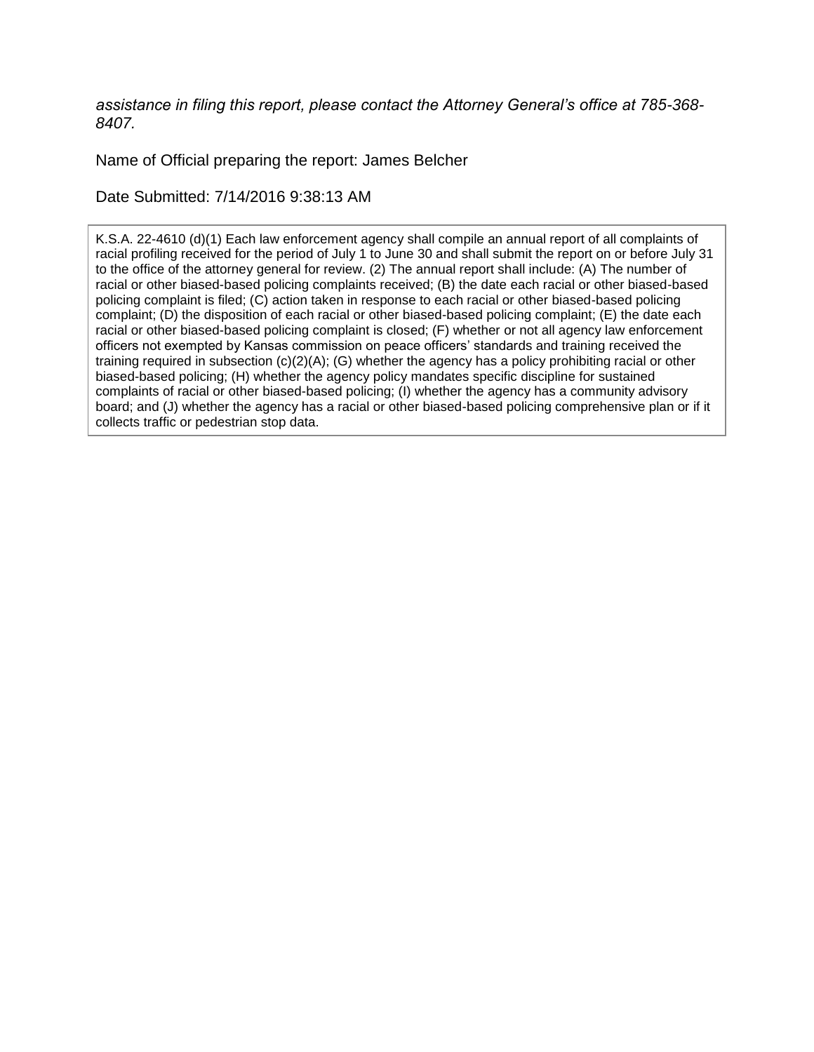*assistance in filing this report, please contact the Attorney General's office at 785-368-8407.*

Name of Official preparing the report: James Belcher

Date Submitted: 7/14/2016 9:38:13 AM

K.S.A. 22-4610 (d)(1) Each law enforcement agency shall compile an annual report of all complaints of racial profiling received for the period of July 1 to June 30 and shall submit the report on or before July 31 to the office of the attorney general for review. (2) The annual report shall include: (A) The number of racial or other biased-based policing complaints received; (B) the date each racial or other biased-based policing complaint is filed; (C) action taken in response to each racial or other biased-based policing complaint; (D) the disposition of each racial or other biased-based policing complaint; (E) the date each racial or other biased-based policing complaint is closed; (F) whether or not all agency law enforcement officers not exempted by Kansas commission on peace officers' standards and training received the training required in subsection (c)(2)(A); (G) whether the agency has a policy prohibiting racial or other biased-based policing; (H) whether the agency policy mandates specific discipline for sustained complaints of racial or other biased-based policing; (I) whether the agency has a community advisory board; and (J) whether the agency has a racial or other biased-based policing comprehensive plan or if it collects traffic or pedestrian stop data.